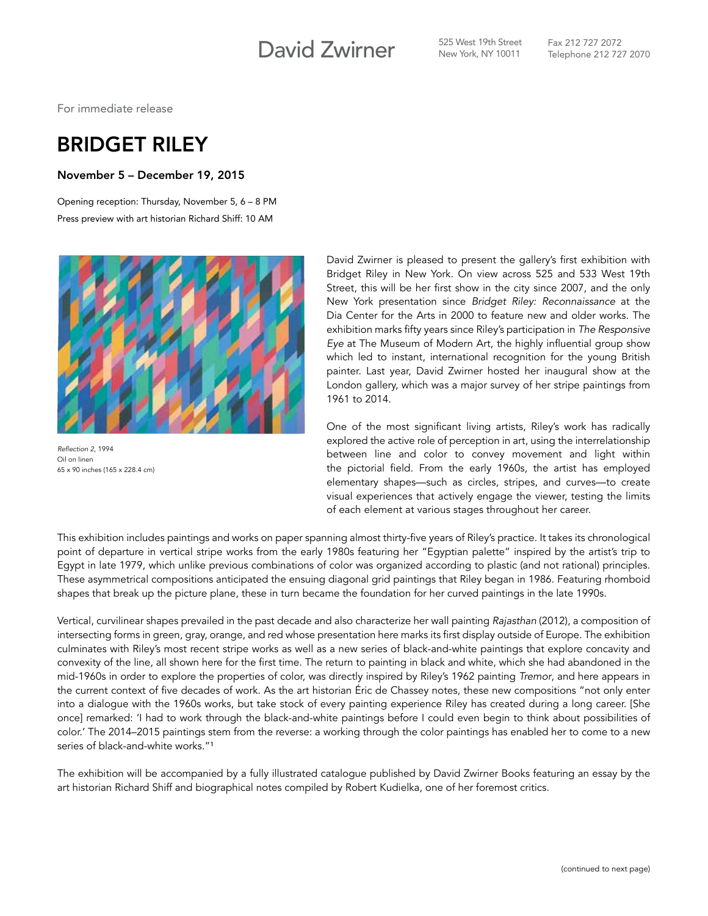David Zwirner

525 West 19th Street
New York, NY 10011

Fax 212 727 2072
Telephone 212 727 2070

For immediate release

# BRIDGET RILEY

**November 5 – December 19, 2015**

Opening reception: Thursday, November 5, 6 – 8 PM
Press preview with art historian Richard Shiff: 10 AM

*Reflection 2*, 1994
Oil on linen
65 x 90 inches (165 x 228.4 cm)

David Zwirner is pleased to present the gallery's first exhibition with Bridget Riley in New York. On view across 525 and 533 West 19th Street, this will be her first show in the city since 2007, and the only New York presentation since *Bridget Riley: Reconnaissance* at the Dia Center for the Arts in 2000 to feature new and older works. The exhibition marks fifty years since Riley's participation in *The Responsive Eye* at The Museum of Modern Art, the highly influential group show which led to instant, international recognition for the young British painter. Last year, David Zwirner hosted her inaugural show at the London gallery, which was a major survey of her stripe paintings from 1961 to 2014.

One of the most significant living artists, Riley's work has radically explored the active role of perception in art, using the interrelationship between line and color to convey movement and light within the pictorial field. From the early 1960s, the artist has employed elementary shapes—such as circles, stripes, and curves—to create visual experiences that actively engage the viewer, testing the limits of each element at various stages throughout her career.

This exhibition includes paintings and works on paper spanning almost thirty-five years of Riley's practice. It takes its chronological point of departure in vertical stripe works from the early 1980s featuring her "Egyptian palette" inspired by the artist's trip to Egypt in late 1979, which unlike previous combinations of color was organized according to plastic (and not rational) principles. These asymmetrical compositions anticipated the ensuing diagonal grid paintings that Riley began in 1986. Featuring rhomboid shapes that break up the picture plane, these in turn became the foundation for her curved paintings in the late 1990s.

Vertical, curvilinear shapes prevailed in the past decade and also characterize her wall painting *Rajasthan* (2012), a composition of intersecting forms in green, gray, orange, and red whose presentation here marks its first display outside of Europe. The exhibition culminates with Riley's most recent stripe works as well as a new series of black-and-white paintings that explore concavity and convexity of the line, all shown here for the first time. The return to painting in black and white, which she had abandoned in the mid-1960s in order to explore the properties of color, was directly inspired by Riley's 1962 painting *Tremor*, and here appears in the current context of five decades of work. As the art historian Éric de Chassey notes, these new compositions "not only enter into a dialogue with the 1960s works, but take stock of every painting experience Riley has created during a long career. [She once] remarked: 'I had to work through the black-and-white paintings before I could even begin to think about possibilities of color.' The 2014–2015 paintings stem from the reverse: a working through the color paintings has enabled her to come to a new series of black-and-white works."[1]

The exhibition will be accompanied by a fully illustrated catalogue published by David Zwirner Books featuring an essay by the art historian Richard Shiff and biographical notes compiled by Robert Kudielka, one of her foremost critics.

(continued to next page)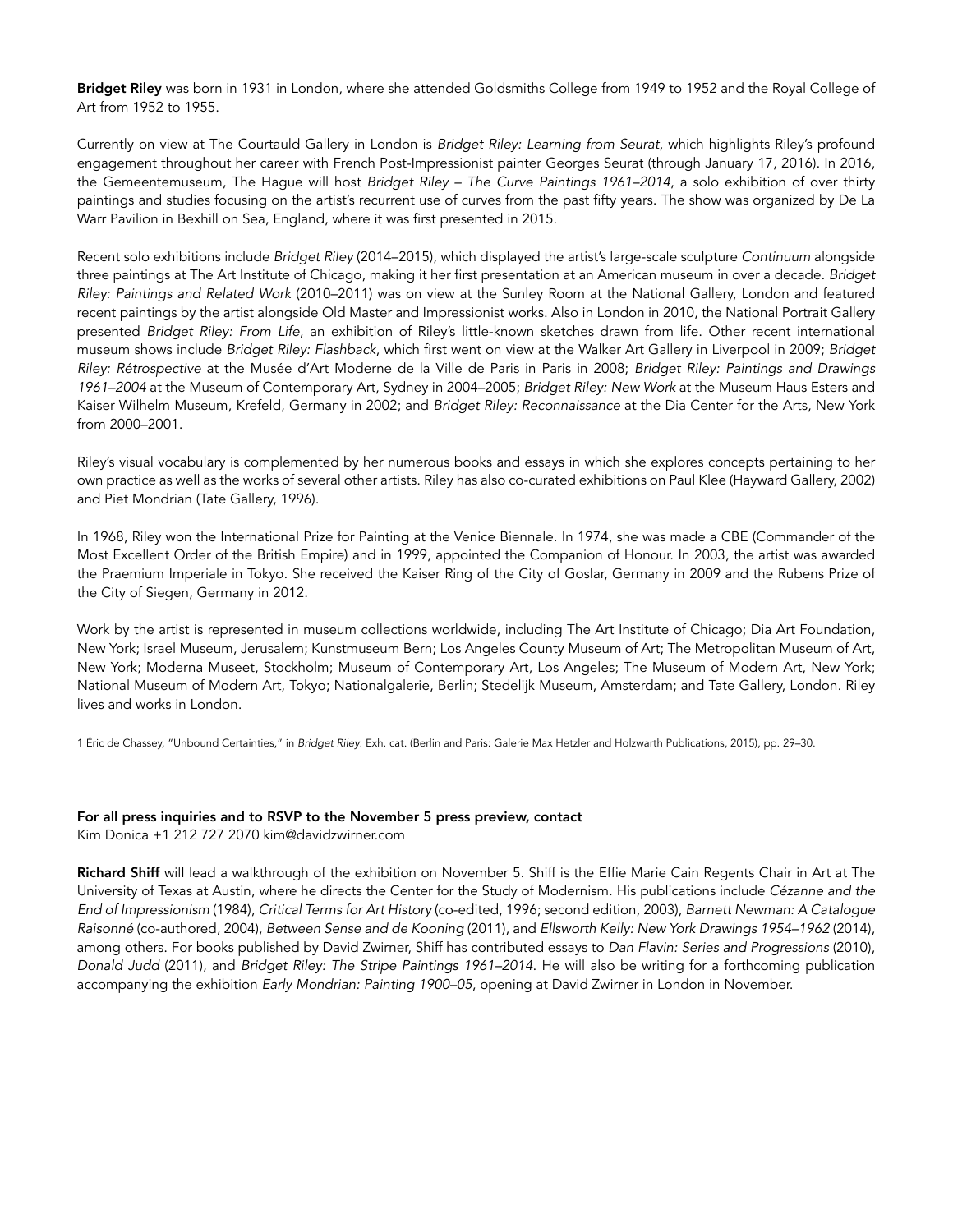**Bridget Riley** was born in 1931 in London, where she attended Goldsmiths College from 1949 to 1952 and the Royal College of Art from 1952 to 1955.

Currently on view at The Courtauld Gallery in London is *Bridget Riley: Learning from Seurat*, which highlights Riley's profound engagement throughout her career with French Post-Impressionist painter Georges Seurat (through January 17, 2016). In 2016, the Gemeentemuseum, The Hague will host *Bridget Riley – The Curve Paintings 1961–2014*, a solo exhibition of over thirty paintings and studies focusing on the artist's recurrent use of curves from the past fifty years. The show was organized by De La Warr Pavilion in Bexhill on Sea, England, where it was first presented in 2015.

Recent solo exhibitions include *Bridget Riley* (2014–2015), which displayed the artist's large-scale sculpture *Continuum* alongside three paintings at The Art Institute of Chicago, making it her first presentation at an American museum in over a decade. *Bridget Riley: Paintings and Related Work* (2010–2011) was on view at the Sunley Room at the National Gallery, London and featured recent paintings by the artist alongside Old Master and Impressionist works. Also in London in 2010, the National Portrait Gallery presented *Bridget Riley: From Life*, an exhibition of Riley's little-known sketches drawn from life. Other recent international museum shows include *Bridget Riley: Flashback*, which first went on view at the Walker Art Gallery in Liverpool in 2009; *Bridget Riley: Rétrospective* at the Musée d'Art Moderne de la Ville de Paris in Paris in 2008; *Bridget Riley: Paintings and Drawings 1961–2004* at the Museum of Contemporary Art, Sydney in 2004–2005; *Bridget Riley: New Work* at the Museum Haus Esters and Kaiser Wilhelm Museum, Krefeld, Germany in 2002; and *Bridget Riley: Reconnaissance* at the Dia Center for the Arts, New York from 2000–2001.

Riley's visual vocabulary is complemented by her numerous books and essays in which she explores concepts pertaining to her own practice as well as the works of several other artists. Riley has also co-curated exhibitions on Paul Klee (Hayward Gallery, 2002) and Piet Mondrian (Tate Gallery, 1996).

In 1968, Riley won the International Prize for Painting at the Venice Biennale. In 1974, she was made a CBE (Commander of the Most Excellent Order of the British Empire) and in 1999, appointed the Companion of Honour. In 2003, the artist was awarded the Praemium Imperiale in Tokyo. She received the Kaiser Ring of the City of Goslar, Germany in 2009 and the Rubens Prize of the City of Siegen, Germany in 2012.

Work by the artist is represented in museum collections worldwide, including The Art Institute of Chicago; Dia Art Foundation, New York; Israel Museum, Jerusalem; Kunstmuseum Bern; Los Angeles County Museum of Art; The Metropolitan Museum of Art, New York; Moderna Museet, Stockholm; Museum of Contemporary Art, Los Angeles; The Museum of Modern Art, New York; National Museum of Modern Art, Tokyo; Nationalgalerie, Berlin; Stedelijk Museum, Amsterdam; and Tate Gallery, London. Riley lives and works in London.

1 Éric de Chassey, "Unbound Certainties," in *Bridget Riley*. Exh. cat. (Berlin and Paris: Galerie Max Hetzler and Holzwarth Publications, 2015), pp. 29–30.

**For all press inquiries and to RSVP to the November 5 press preview, contact**
Kim Donica +1 212 727 2070 kim@davidzwirner.com

**Richard Shiff** will lead a walkthrough of the exhibition on November 5. Shiff is the Effie Marie Cain Regents Chair in Art at The University of Texas at Austin, where he directs the Center for the Study of Modernism. His publications include *Cézanne and the End of Impressionism* (1984), *Critical Terms for Art History* (co-edited, 1996; second edition, 2003), *Barnett Newman: A Catalogue Raisonné* (co-authored, 2004), *Between Sense and de Kooning* (2011), and *Ellsworth Kelly: New York Drawings 1954–1962* (2014), among others. For books published by David Zwirner, Shiff has contributed essays to *Dan Flavin: Series and Progressions* (2010), *Donald Judd* (2011), and *Bridget Riley: The Stripe Paintings 1961–2014*. He will also be writing for a forthcoming publication accompanying the exhibition *Early Mondrian: Painting 1900–05*, opening at David Zwirner in London in November.